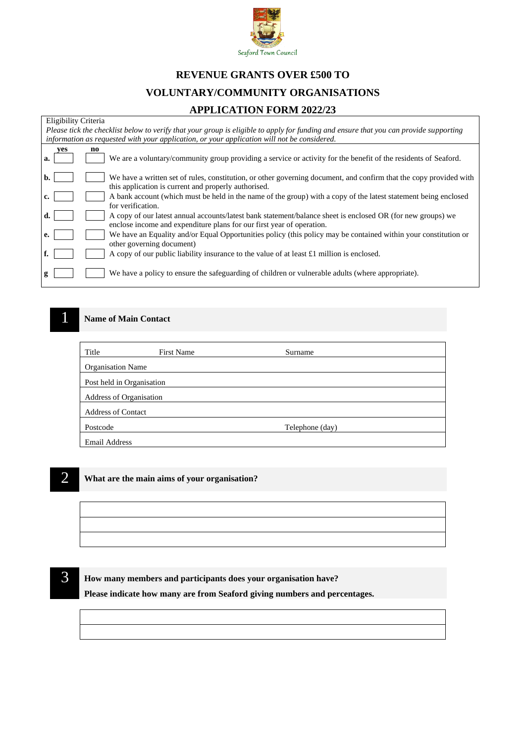Seaford Town Council

# REVENUE GRANTS OVER £500 TO VOLUNTARY/COMMUNITY ORGANISATIONS

# APPLICATION FORM 2022/23

Eligibility Criteria

*Please tick the checklist below to verify that your group is eligible to apply for funding and ensure that you can provide supporting information as requested with your application, or your application will not be considered.*

| | yes | no | |
|---|---|---|---|
| **a.** | | | We are a voluntary/community group providing a service or activity for the benefit of the residents of Seaford. |
| **b.** | | | We have a written set of rules, constitution, or other governing document, and confirm that the copy provided with this application is current and properly authorised. |
| **c.** | | | A bank account (which must be held in the name of the group) with a copy of the latest statement being enclosed for verification. |
| **d.** | | | A copy of our latest annual accounts/latest bank statement/balance sheet is enclosed OR (for new groups) we enclose income and expenditure plans for our first year of operation. |
| **e.** | | | We have an Equality and/or Equal Opportunities policy (this policy may be contained within your constitution or other governing document) |
| **f.** | | | A copy of our public liability insurance to the value of at least £1 million is enclosed. |
| **g** | | | We have a policy to ensure the safeguarding of children or vulnerable adults (where appropriate). |

## 1 Name of Main Contact

| | | |
|---|---|---|
| Title | First Name | Surname |
| Organisation Name | | |
| Post held in Organisation | | |
| Address of Organisation | | |
| Address of Contact | | |
| Postcode | | Telephone (day) |
| Email Address | | |

## 2 What are the main aims of your organisation?

| |
|---|
| |
| |
| |

## 3 How many members and participants does your organisation have?

**Please indicate how many are from Seaford giving numbers and percentages.**

| |
|---|
| |
| |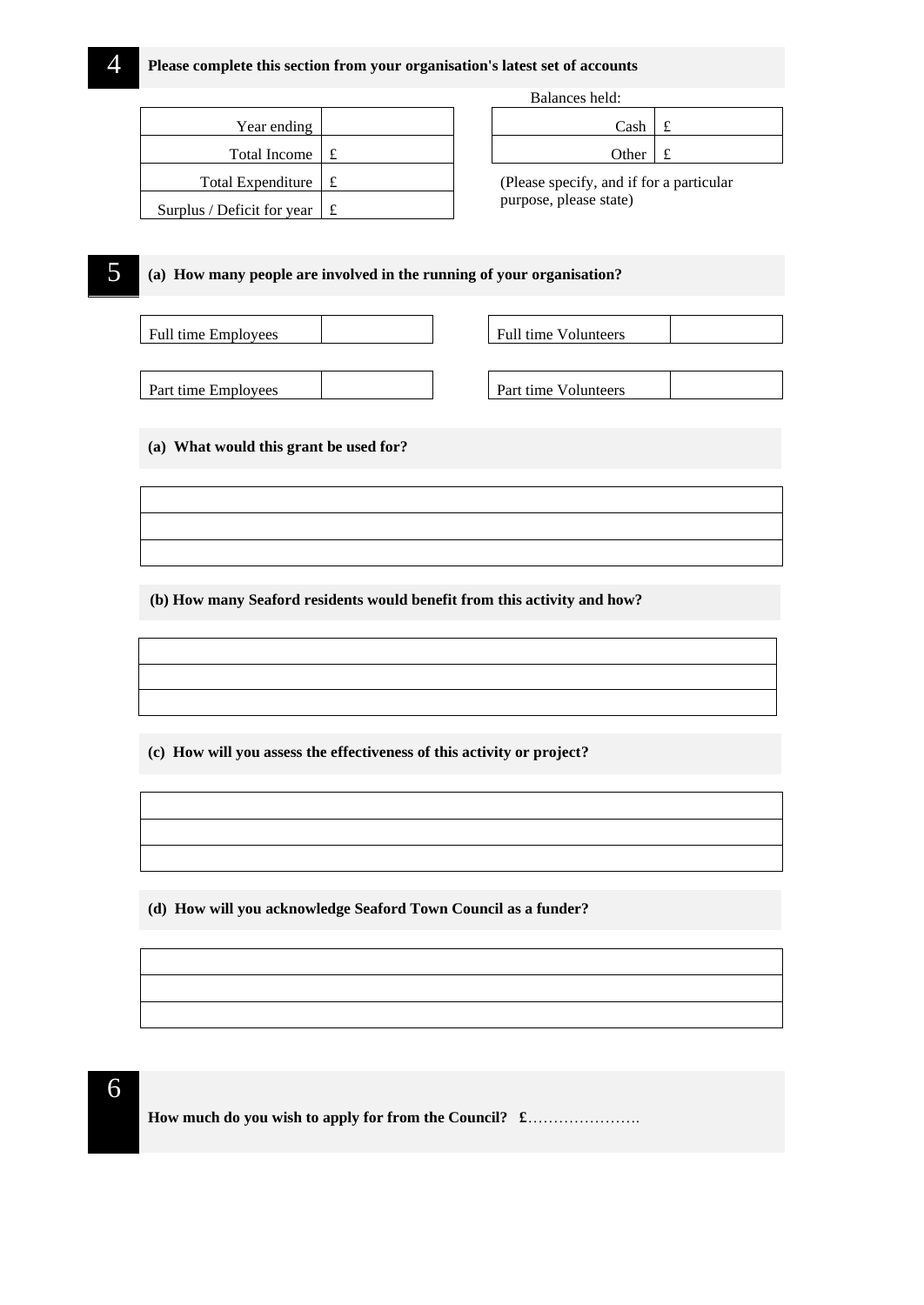## 4 Please complete this section from your organisation's latest set of accounts

| | |
|---|---|
| Year ending | |
| Total Income | £ |
| Total Expenditure | £ |
| Surplus / Deficit for year | £ |

Balances held:

| | |
|---|---|
| Cash | £ |
| Other | £ |

(Please specify, and if for a particular purpose, please state)

## 5 (a) How many people are involved in the running of your organisation?

| | | | |
|---|---|---|---|
| Full time Employees | | Full time Volunteers | |
| Part time Employees | | Part time Volunteers | |

**(a) What would this grant be used for?**

| |
|---|
| |
| |
| |

**(b) How many Seaford residents would benefit from this activity and how?**

| |
|---|
| |
| |
| |

**(c) How will you assess the effectiveness of this activity or project?**

| |
|---|
| |
| |
| |

**(d) How will you acknowledge Seaford Town Council as a funder?**

| |
|---|
| |
| |
| |

## 6

**How much do you wish to apply for from the Council? £**………………….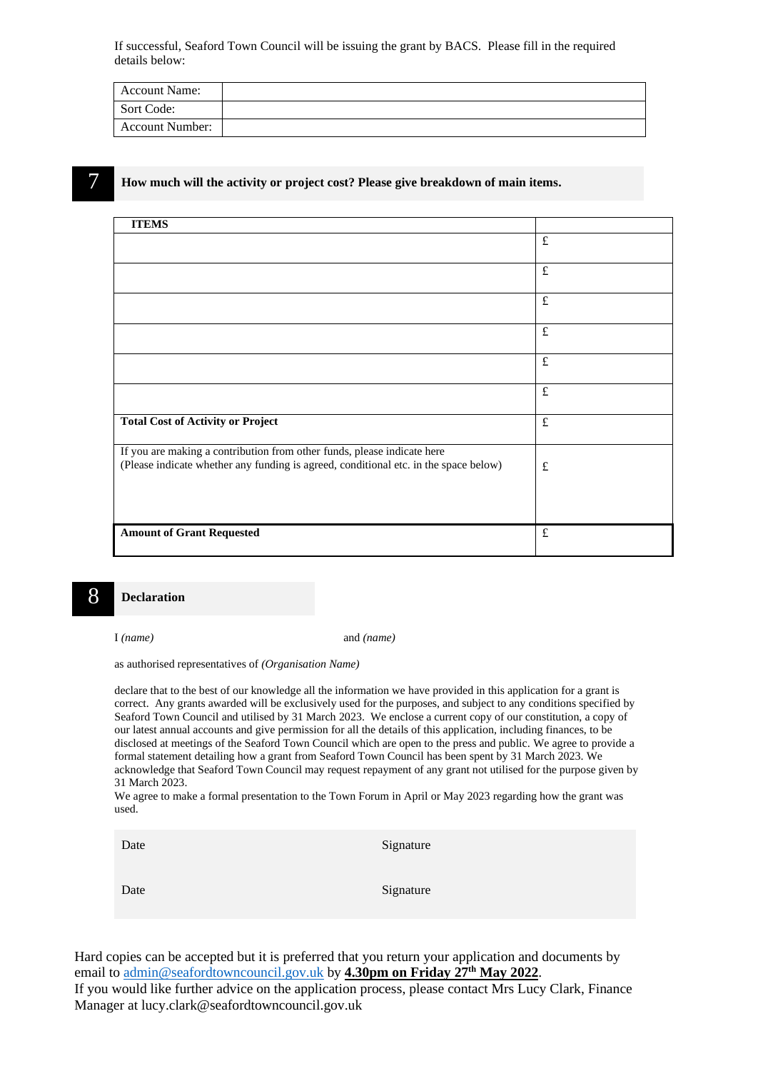If successful, Seaford Town Council will be issuing the grant by BACS. Please fill in the required details below:

| | |
|---|---|
| Account Name: | |
| Sort Code: | |
| Account Number: | |

## 7 How much will the activity or project cost? Please give breakdown of main items.

| ITEMS | |
|---|---|
| | £ |
| | £ |
| | £ |
| | £ |
| | £ |
| | £ |
| **Total Cost of Activity or Project** | £ |
| If you are making a contribution from other funds, please indicate here (Please indicate whether any funding is agreed, conditional etc. in the space below) | £ |
| **Amount of Grant Requested** | £ |

## 8 Declaration

I *(name)* and *(name)*

as authorised representatives of *(Organisation Name)*

declare that to the best of our knowledge all the information we have provided in this application for a grant is correct. Any grants awarded will be exclusively used for the purposes, and subject to any conditions specified by Seaford Town Council and utilised by 31 March 2023. We enclose a current copy of our constitution, a copy of our latest annual accounts and give permission for all the details of this application, including finances, to be disclosed at meetings of the Seaford Town Council which are open to the press and public. We agree to provide a formal statement detailing how a grant from Seaford Town Council has been spent by 31 March 2023. We acknowledge that Seaford Town Council may request repayment of any grant not utilised for the purpose given by 31 March 2023.

We agree to make a formal presentation to the Town Forum in April or May 2023 regarding how the grant was used.

| | |
|---|---|
| Date | Signature |
| Date | Signature |

Hard copies can be accepted but it is preferred that you return your application and documents by email to admin@seafordtowncouncil.gov.uk by **4.30pm on Friday 27th May 2022**.

If you would like further advice on the application process, please contact Mrs Lucy Clark, Finance Manager at lucy.clark@seafordtowncouncil.gov.uk